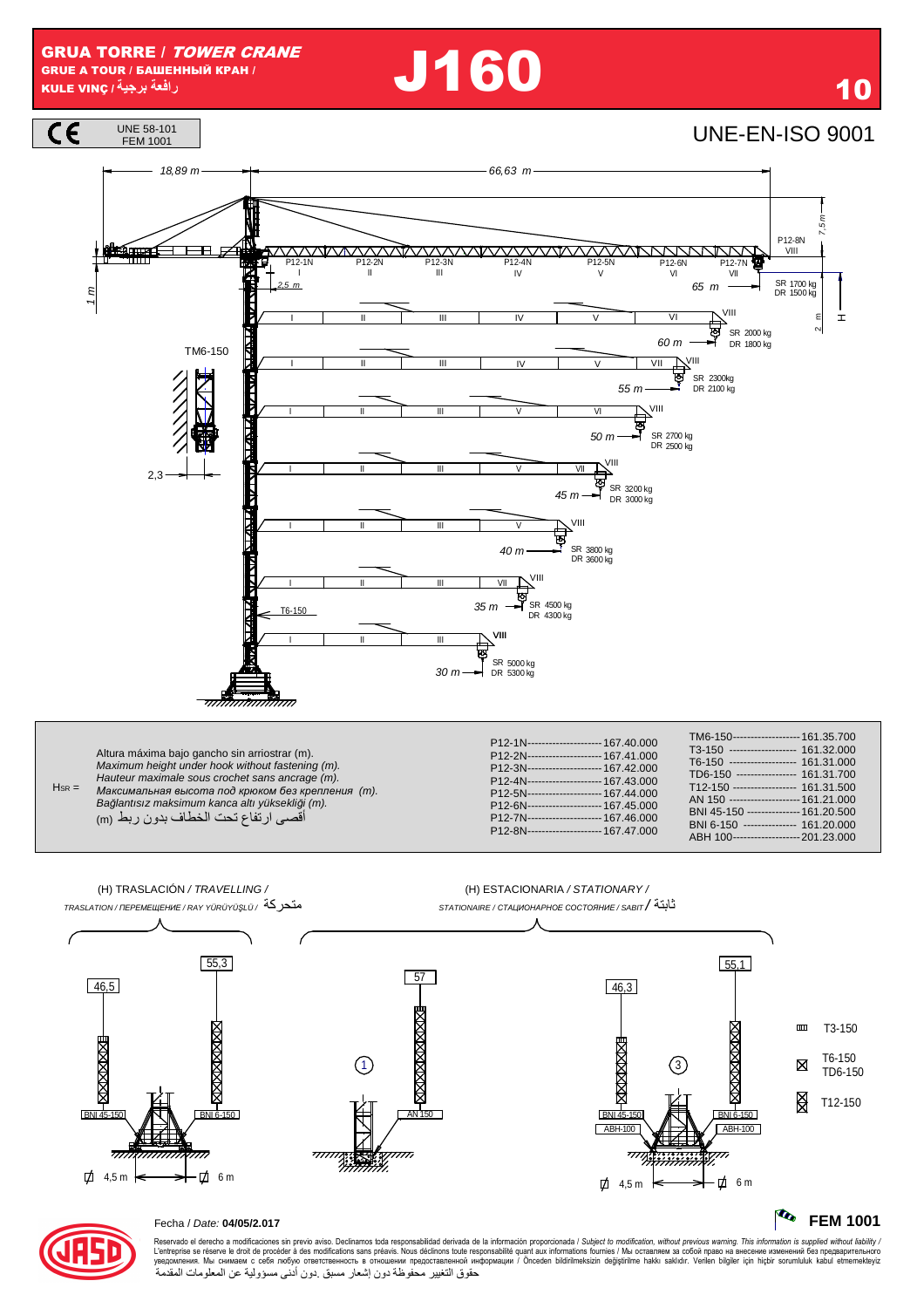# GRUA TORRE / *TOWER CRANE*
GRUE A TOUR / БАШЕННЫЙ КРАН /
KULE VINÇ / رافعة برجية

# J160

10

CE UNE 58-101 FEM 1001

UNE-EN-ISO 9001

18,89 m — 66,63 m

P12-1N I, P12-2N II, P12-3N III, P12-4N IV, P12-5N V, P12-6N VI, P12-7N VII, P12-8N VIII

7,5 m; 1 m; 2,5 m; 2 m; H

TM6-150

2,3

T6-150

| Radio | SR | DR |
|---|---|---|
| 65 m | 1700 kg | 1500 kg |
| 60 m | 2000 kg | 1800 kg |
| 55 m | 2300kg | 2100 kg |
| 50 m | 2700 kg | 2500 kg |
| 45 m | 3200 kg | 3000 kg |
| 40 m | 3800 kg | 3600 kg |
| 35 m | 4500 kg | 4300 kg |
| 30 m | 5000 kg | 5300 kg |

$H_{SR}$ =
Altura máxima bajo gancho sin arriostrar (m).
*Maximum height under hook without fastening (m).*
*Hauteur maximale sous crochet sans ancrage (m).*
*Максимальная высота под крюком без крепления (m).*
*Bağlantısız maksimum kanca altı yüksekliği (m).*
أقصى ارتفاع تحت الخطاف بدون ربط (m)

| | |
|---|---|
| P12-1N | 167.40.000 |
| P12-2N | 167.41.000 |
| P12-3N | 167.42.000 |
| P12-4N | 167.43.000 |
| P12-5N | 167.44.000 |
| P12-6N | 167.45.000 |
| P12-7N | 167.46.000 |
| P12-8N | 167.47.000 |

| | |
|---|---|
| TM6-150 | 161.35.700 |
| T3-150 | 161.32.000 |
| T6-150 | 161.31.000 |
| TD6-150 | 161.31.700 |
| T12-150 | 161.31.500 |
| AN 150 | 161.21.000 |
| BNI 45-150 | 161.20.500 |
| BNI 6-150 | 161.20.000 |
| ABH 100 | 201.23.000 |

(H) TRASLACIÓN / *TRAVELLING* /
*TRASLATION / ПЕРЕМЕЩЕНИЕ / RAY YÜRÜYÜŞLÜ* / متحركة

(H) ESTACIONARIA / *STATIONARY* /
*STATIONAIRE / СТАЦИОНАРНОЕ СОСТОЯНИЕ / SABIT* / ثابتة

46,5 — BNI 45-150; 55,3 — BNI 6-150; 4,5 m; 6 m

① 57 — AN 150

③ 46,3 — BNI 45-150, ABH-100; 55,1 — BNI 6-150, ABH-100; 4,5 m; 6 m

T3-150
T6-150
TD6-150
T12-150

Fecha / *Date:* **04/05/2.017**

**FEM 1001**

Reservado el derecho a modificaciones sin previo aviso. Declinamos toda responsabilidad derivada de la información proporcionada / *Subject to modification, without previous warning. This information is supplied without liability* / L'entreprise se réserve le droit de procéder à des modifications sans préavis. Nous déclinons toute responsabilité quant aux informations fournies / Мы оставляем за собой право на внесение изменений без предварительного уведомления. Мы снимаем с себя любую ответственность в отношении предоставленной информации / Önceden bildirilmeksizin değiştirilme hakkı saklıdır. Verilen bilgiler için hiçbir sorumluluk kabul etmemekteyiz
حقوق التغيير محفوظة دون إشعار مسبق .دون أدنى مسؤولية عن المعلومات المقدمة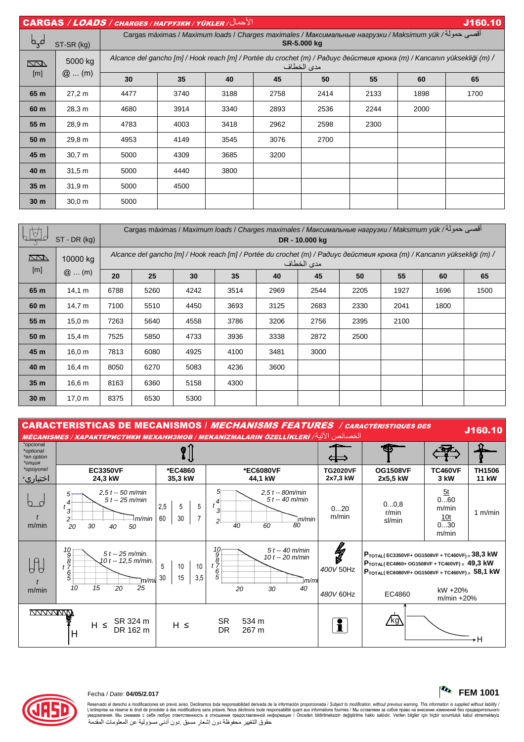## CARGAS / *LOADS* / *CHARGES / НАГРУЗКИ / YÜKLER* / الأحمال — J160.10

| ST-SR (kg) | | Cargas máximas / *Maximum loads* / Charges maximales / *Максимальные нагрузки* / Maksimum yük / أقصى حمولة **SR-5.000 kg** | | | | | | | |
|---|---|---|---|---|---|---|---|---|---|
| [m] | 5000 kg @ ... (m) | Alcance del gancho [m] / *Hook reach [m]* / Portée du crochet (m) / *Радиус действия крюка (m)* / Kancanın yüksekliği (m) / مدى الخطاف | | | | | | | |
| | | 30 | 35 | 40 | 45 | 50 | 55 | 60 | 65 |
| **65 m** | 27,2 m | 4477 | 3740 | 3188 | 2758 | 2414 | 2133 | 1898 | 1700 |
| **60 m** | 28,3 m | 4680 | 3914 | 3340 | 2893 | 2536 | 2244 | 2000 | |
| **55 m** | 28,9 m | 4783 | 4003 | 3418 | 2962 | 2598 | 2300 | | |
| **50 m** | 29,8 m | 4953 | 4149 | 3545 | 3076 | 2700 | | | |
| **45 m** | 30,7 m | 5000 | 4309 | 3685 | 3200 | | | | |
| **40 m** | 31,5 m | 5000 | 4440 | 3800 | | | | | |
| **35 m** | 31,9 m | 5000 | 4500 | | | | | | |
| **30 m** | 30,0 m | 5000 | | | | | | | |

| ST - DR (kg) | | Cargas máximas / *Maximum loads* / Charges maximales / *Максимальные нагрузки* / Maksimum yük / أقصى حمولة **DR - 10.000 kg** | | | | | | | | | |
|---|---|---|---|---|---|---|---|---|---|---|---|
| [m] | 10000 kg @ ... (m) | Alcance del gancho [m] / *Hook reach [m]* / Portée du crochet (m) / *Радиус действия крюка (m)* / Kancanın yüksekliği (m) / مدى الخطاف | | | | | | | | | |
| | | 20 | 25 | 30 | 35 | 40 | 45 | 50 | 55 | 60 | 65 |
| **65 m** | 14,1 m | 6788 | 5260 | 4242 | 3514 | 2969 | 2544 | 2205 | 1927 | 1696 | 1500 |
| **60 m** | 14,7 m | 7100 | 5510 | 4450 | 3693 | 3125 | 2683 | 2330 | 2041 | 1800 | |
| **55 m** | 15,0 m | 7263 | 5640 | 4558 | 3786 | 3206 | 2756 | 2395 | 2100 | | |
| **50 m** | 15,4 m | 7525 | 5850 | 4733 | 3936 | 3338 | 2872 | 2500 | | | |
| **45 m** | 16,0 m | 7813 | 6080 | 4925 | 4100 | 3481 | 3000 | | | | |
| **40 m** | 16,4 m | 8050 | 6270 | 5083 | 4236 | 3600 | | | | | |
| **35 m** | 16,6 m | 8163 | 6360 | 5158 | 4300 | | | | | | |
| **30 m** | 17,0 m | 8375 | 6530 | 5300 | | | | | | | |

## CARACTERISTICAS DE MECANISMOS / *MECHANISMS FEATURES* / *CARACTÉRISTIQUES DES MÉCANISMES / ХАРАКТЕРИСТИКИ МЕХАНИЗМОВ / MEKANİZMALARIN ÖZELLİKLERİ* / الخصائص الآلية — J160.10

| *opcional *optional *en option *опция *opsiyonel *اختياري | EC3350VF 24,3 kW | *EC4860 35,3 kW | *EC6080VF 44,1 kW | TG2020VF 2x7,3 kW | OG1508VF 2x5,5 kW | TC460VF 3 kW | TH1506 11 kW |
|---|---|---|---|---|---|---|---|
| t / m/min (SR) | 2,5 t -- 50 m/min; 5 t -- 25 m/min | 2,5 t – 60 m/min; 5 t – 30 m/min; 5 t – 7 m/min | 2,5 t -- 80m/min; 5 t -- 40 m/min | 0...20 m/min | 0...0,8 r/min sl/min | 5t 0...60 m/min; 10t 0...30 m/min | 1 m/min |
| t / m/min (DR) | 5 t -- 25 m/min.; 10 t -- 12,5 m/min. | 5 t – 30 m/min; 10 t – 15 m/min; 10 t – 3,5 m/min | 5 t -- 40 m/min; 10 t -- 20 m/min | 400V 50Hz / 480V 60Hz | $P_{TOTAL( EC3350VF+ OG1508VF + TC460VF)}$ = 38,3 kW; $P_{TOTAL( EC4860+ OG1508VF + TC460VF)}$ = 49,3 kW; $P_{TOTAL( EC6080VF+ OG1508VF + TC460VF)}$ = 58,1 kW; EC4860: kW +20%, m/min +20% | | |
| H | H ≤ SR 324 m, DR 162 m | H ≤ | SR 534 m, DR 267 m | | | | |

Fecha / *Date:* **04/05/2.017**

**FEM 1001**

Reservado el derecho a modificaciones sin previo aviso. Declinamos toda responsabilidad derivada de la información proporcionada / *Subject to modification, without previous warning. This information is supplied without liability* / L'entreprise se réserve le droit de procéder à des modifications sans préavis. Nous déclinons toute responsabilité quant aux informations fournies / Мы оставляем за собой право на внесение изменений без предварительного уведомления. Мы снимаем с себя любую ответственность в отношении предоставленной информации / Önceden bildirilmeksizin değiştirilme hakkı saklıdır. Verilen bilgiler için hiçbir sorumluluk kabul etmemekteyiz
حقوق التغيير محفوظة دون إشعار مسبق .دون أدنى مسؤولية عن المعلومات المقدمة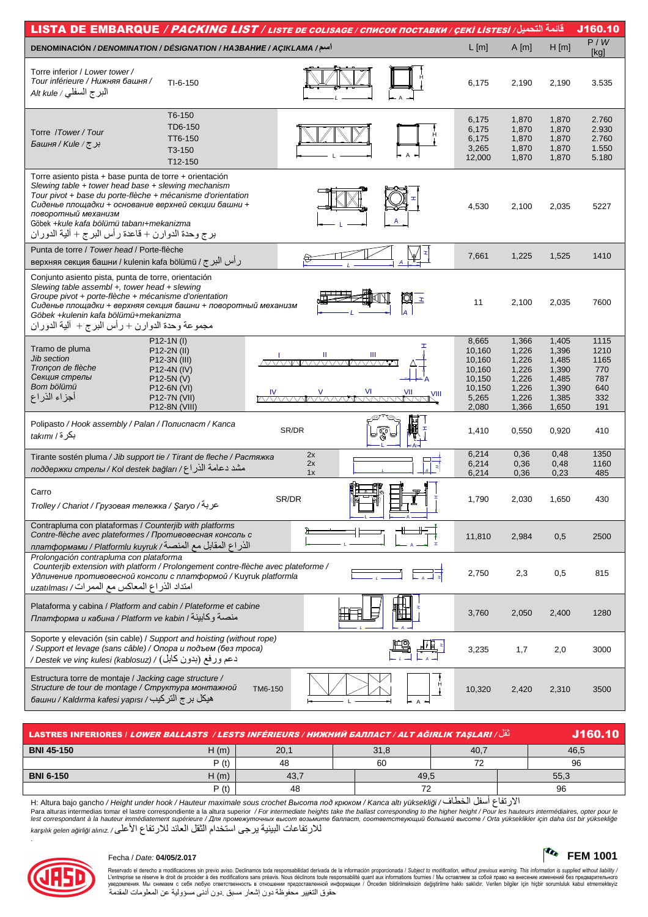# LISTA DE EMBARQUE / *PACKING LIST* / *LISTE DE COLISAGE / СПИСОК ПОСТАВКИ / ÇEKİ LİSTESİ* / قائمة التحميل — J160.10

| DENOMINACIÓN / *DENOMINATION / DÉSIGNATION / НАЗВАНИЕ / AÇIKLAMA* / اسم | | L [m] | A [m] | H [m] | P / *W* [kg] |
|---|---|---|---|---|---|
| Torre inferior / *Lower tower / Tour inférieure / Нижняя башня / Alt kule* / البرج السفلي | TI-6-150 | 6,175 | 2,190 | 2,190 | 3.535 |
| Torre / *Tower / Tour / Башня / Kule* / برج | T6-150 | 6,175 | 1,870 | 1,870 | 2.760 |
| | TD6-150 | 6,175 | 1,870 | 1,870 | 2.930 |
| | TT6-150 | 6,175 | 1,870 | 1,870 | 2.760 |
| | T3-150 | 3,265 | 1,870 | 1,870 | 1.550 |
| | T12-150 | 12,000 | 1,870 | 1,870 | 5.180 |
| Torre asiento pista + base punta de torre + orientación / *Slewing table + tower head base + slewing mechanism / Tour pivot + base du porte-flèche + mécanisme d'orientation / Сиденье площадки + основание верхней секции башни + поворотный механизм* / Göbek +kule kafa bölümü tabanı+mekanizma / برج وحدة الدوارن + قاعدة رأس البرج + آلية الدوران | | 4,530 | 2,100 | 2,035 | 5227 |
| Punta de torre / *Tower head* / Porte-flèche / верхняя секция башни / kulenin kafa bölümü / رأس البرج | | 7,661 | 1,225 | 1,525 | 1410 |
| Conjunto asiento pista, punta de torre, orientación / *Slewing table assembl +, tower head + slewing / Groupe pivot + porte-flèche + mécanisme d'orientation / Сиденье площадки + верхняя секция башни + поворотный механизм* / Göbek +kulenin kafa bölümü+mekanizma / مجموعة وحدة الدوارن + رأس البرج + آلية الدوران | | 11 | 2,100 | 2,035 | 7600 |
| Tramo de pluma / *Jib section / Tronçon de flèche / Секция стрелы / Bom bölümü* / أجزاء الذراع | P12-1N (I) | 8,665 | 1,366 | 1,405 | 1115 |
| | P12-2N (II) | 10,160 | 1,226 | 1,396 | 1210 |
| | P12-3N (III) | 10,160 | 1,226 | 1,485 | 1165 |
| | P12-4N (IV) | 10,160 | 1,226 | 1,390 | 770 |
| | P12-5N (V) | 10,150 | 1,226 | 1,485 | 787 |
| | P12-6N (VI) | 10,150 | 1,226 | 1,390 | 640 |
| | P12-7N (VII) | 5,265 | 1,226 | 1,385 | 332 |
| | P12-8N (VIII) | 2,080 | 1,366 | 1,650 | 191 |
| Polipasto / *Hook assembly / Palan / Полиспаст / Kanca takımı* / بكرة | SR/DR | 1,410 | 0,550 | 0,920 | 410 |
| Tirante sostén pluma / *Jib support tie / Tirant de fleche / Растяжка поддержки стрелы / Kol destek bağları* / مشد دعامة الذراع | 2x | 6,214 | 0,36 | 0,48 | 1350 |
| | 2x | 6,214 | 0,36 | 0,48 | 1160 |
| | 1x | 6,214 | 0,36 | 0,23 | 485 |
| Carro / *Trolley / Chariot / Грузовая тележка / Şaryo* / عربة | SR/DR | 1,790 | 2,030 | 1,650 | 430 |
| Contrapluma con plataformas / *Counterjib with platforms / Contre-flèche avec plateformes / Противовесная консоль с платформами / Platformlu kuyruk* / الذراع المقابل مع المنصة | | 11,810 | 2,984 | 0,5 | 2500 |
| *Prolongación contrapluma con plataforma / Counterjib extension with platform / Prolongement contre-flèche avec plateforme / Удлинение противовесной консоли с платформой / Kuyruk platformla uzatılması* / امتداد الذراع المعاكس مع الممرات | | 2,750 | 2,3 | 0,5 | 815 |
| Plataforma y cabina / *Platform and cabin / Plateforme et cabine / Платформа и кабина / Platform ve kabin* / منصة وكابينة | | 3,760 | 2,050 | 2,400 | 1280 |
| Soporte y elevación (sin cable) / *Support and hoisting (without rope) / Support et levage (sans câble) / Опора и подъем (без троса) / Destek ve vinç kulesi (kablosuz)* / دعم ورفع (بدون كابل) | | 3,235 | 1,7 | 2,0 | 3000 |
| Estructura torre de montaje / *Jacking cage structure / Structure de tour de montage / Структура монтажной башни / Kaldırma kafesi yapısı* / هيكل برج التركيب | TM6-150 | 10,320 | 2,420 | 2,310 | 3500 |

## LASTRES INFERIORES / *LOWER BALLASTS / LESTS INFÉRIEURS / НИЖНИЙ БАЛЛАСТ / ALT AĞIRLIK TAŞLARI* / ثقل — J160.10

| | | | | | |
|---|---|---|---|---|---|
| **BNI 45-150** | H (m) | 20,1 | 31,8 | 40,7 | 46,5 |
| | P (t) | 48 | 60 | 72 | 96 |
| **BNI 6-150** | H (m) | 43,7 | 49,5 | | 55,3 |
| | P (t) | 48 | 72 | | 96 |

H: Altura bajo gancho / *Height under hook / Hauteur maximale sous crochet Высота под крюком / Kanca altı yüksekliği* / الارتفاع أسفل الخطاف

Para alturas intermedias tomar el lastre correspondiente a la altura superior / *For intermediate heights take the ballast corresponding to the higher height / Pour les hauteurs intermédiaires, opter pour le lest correspondant à la hauteur immédiatement supérieure / Для промежуточных высот возьмите балласт, соответствующий большей высоте / Orta yükseklikler için daha üst bir yüksekliğe karşılık gelen ağırlığı alınız.* / للارتفاعات البينية يرجى استخدام الثقل العائد للارتفاع الأعلى

Fecha / *Date:* **04/05/2.017**

**FEM 1001**

Reservado el derecho a modificaciones sin previo aviso. Declinamos toda responsabilidad derivada de la información proporcionada / *Subject to modification, without previous warning. This information is supplied without liability* / L'entreprise se réserve le droit de procéder à des modifications sans préavis. Nous déclinons toute responsabilité quant aux informations fournies / Мы оставляем за собой право на внесение изменений без предварительного уведомления. Мы снимаем с себя любую ответственность в отношении предоставленной информации / Önceden bildirilmeksizin değiştirilme hakkı saklıdır. Verilen bilgiler için hiçbir sorumluluk kabul etmemekteyiz
حقوق التغيير محفوظة دون إشعار مسبق .دون أدنى مسؤولية عن المعلومات المقدمة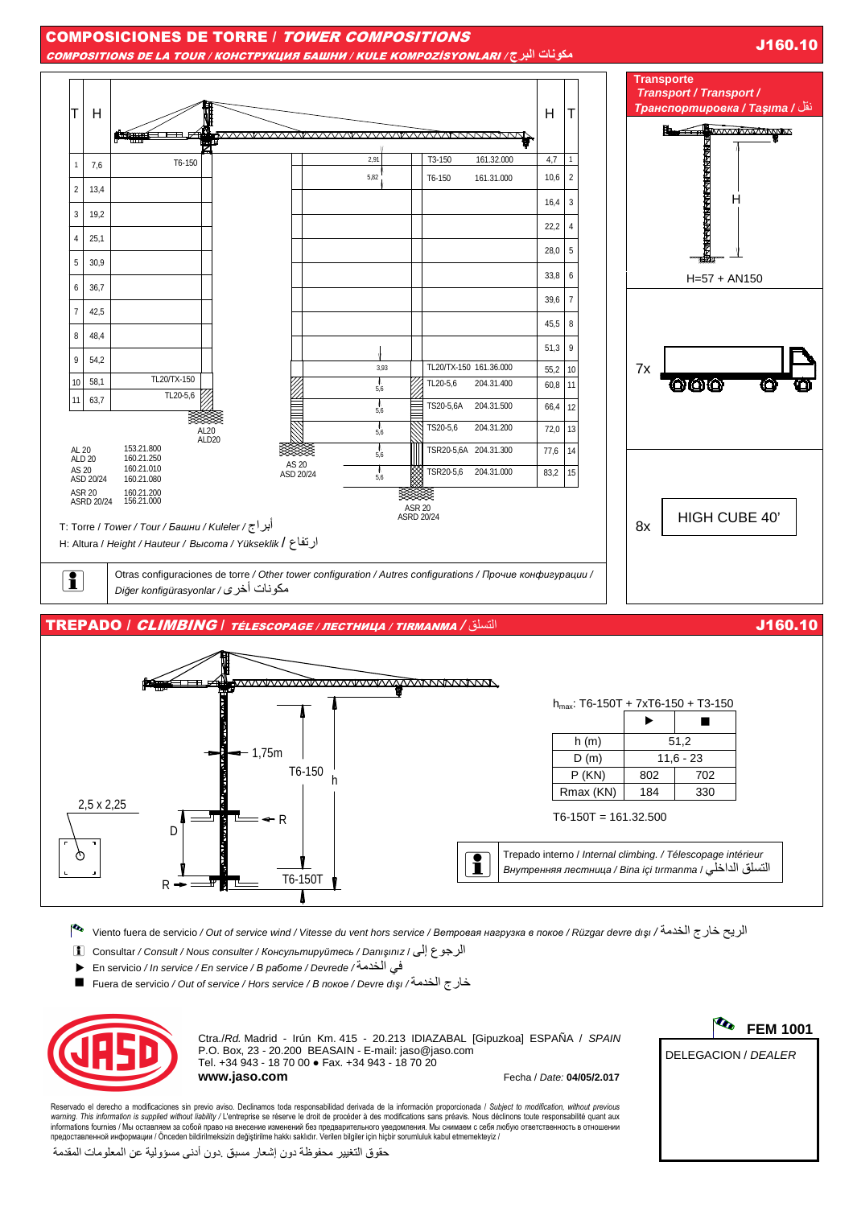# COMPOSICIONES DE TORRE / *TOWER COMPOSITIONS*

*COMPOSITIONS DE LA TOUR / КОНСТРУКЦИЯ БАШНИ / KULE KOMPOZİSYONLARI /* مكونات البرج

J160.10

| T | H | | | | H | T |
|---|---|---|---|---|---|---|
| 1 | 7,6 | T6-150 | 2,91 | T3-150 161.32.000 | 4,7 | 1 |
| | | | 5,82 | T6-150 161.31.000 | 10,6 | 2 |
| 2 | 13,4 | | | | 16,4 | 3 |
| 3 | 19,2 | | | | 22,2 | 4 |
| 4 | 25,1 | | | | 28,0 | 5 |
| 5 | 30,9 | | | | 33,8 | 6 |
| 6 | 36,7 | | | | 39,6 | 7 |
| 7 | 42,5 | | | | 45,5 | 8 |
| 8 | 48,4 | | | | 51,3 | 9 |
| 9 | 54,2 | | 3,93 | TL20/TX-150 161.36.000 | 55,2 | 10 |
| 10 | 58,1 | TL20/TX-150 | 5,6 | TL20-5,6 204.31.400 | 60,8 | 11 |
| 11 | 63,7 | TL20-5,6 | 5,6 | TS20-5,6A 204.31.500 | 66,4 | 12 |
| | | AL20 ALD20 | 5,6 | TS20-5,6 204.31.200 | 72,0 | 13 |
| | | | 5,6 | TSR20-5,6A 204.31.300 | 77,6 | 14 |
| | | | 5,6 | TSR20-5,6 204.31.000 | 83,2 | 15 |

AS 20 / ASD 20/24

ASR 20 / ASRD 20/24

| | |
|---|---|
| AL 20 | 153.21.800 |
| ALD 20 | 160.21.250 |
| AS 20 | 160.21.010 |
| ASD 20/24 | 160.21.080 |
| ASR 20 | 160.21.200 |
| ASRD 20/24 | 156.21.000 |

T: Torre / *Tower / Tour / Башни / Kuleler /* أبراج

H: Altura / *Height / Hauteur / Высота / Yükseklik /* ارتفاع

Otras configuraciones de torre / *Other tower configuration / Autres configurations / Прочие конфигурации / Diğer konfigürasyonlar /* مكونات أخرى

## Transporte

*Transport / Transport / Транспортировка / Taşıma /* نقل

H

H=57 + AN150

7x

8x HIGH CUBE 40'

# TREPADO / *CLIMBING* / *TÉLESCOPAGE / ЛЕСТНИЦА / TIRMANMA /* التسلق

J160.10

1,75m

T6-150

h

2,5 x 2,25

D

R

R

T6-150T

$h_{max}$: T6-150T + 7xT6-150 + T3-150

| | ▶ | ■ |
|---|---|---|
| h (m) | 51,2 | |
| D (m) | 11,6 - 23 | |
| P (KN) | 802 | 702 |
| Rmax (KN) | 184 | 330 |

T6-150T = 161.32.500

Trepado interno / *Internal climbing. / Télescopage intérieur Внутренняя лестница / Bina içi tırmanma /* التسلق الداخلي

Viento fuera de servicio / *Out of service wind / Vitesse du vent hors service / Ветровая нагрузка в покое / Rüzgar devre dışı /* الريح خارج الخدمة

Consultar / *Consult / Nous consulter / Консультируйтесь / Danışınız /* الرجوع إلى

▶ En servicio / *In service / En service / В работе / Devrede /* في الخدمة

■ Fuera de servicio / *Out of service / Hors service / В покое / Devre dışı /* خارج الخدمة

Ctra./*Rd.* Madrid - Irún Km. 415 - 20.213 IDIAZABAL [Gipuzkoa] ESPAÑA / *SPAIN*
P.O. Box, 23 - 20.200 BEASAIN - E-mail: jaso@jaso.com
Tel. +34 943 - 18 70 00 ● Fax. +34 943 - 18 70 20
**www.jaso.com**

Fecha / *Date:* **04/05/2.017**

**FEM 1001**

DELEGACION / *DEALER*

Reservado el derecho a modificaciones sin previo aviso. Declinamos toda responsabilidad derivada de la información proporcionada / *Subject to modification, without previous warning. This information is supplied without liability* / L'entreprise se réserve le droit de procéder à des modifications sans préavis. Nous déclinons toute responsabilité quant aux informations fournies / Мы оставляем за собой право на внесение изменений без предварительного уведомления. Мы снимаем с себя любую ответственность в отношении предоставленной информации / Önceden bildirilmeksizin değiştirilme hakkı saklıdır. Verilen bilgiler için hiçbir sorumluluk kabul etmemekteyiz /

حقوق التغيير محفوظة دون إشعار مسبق .دون أدنى مسؤولية عن المعلومات المقدمة